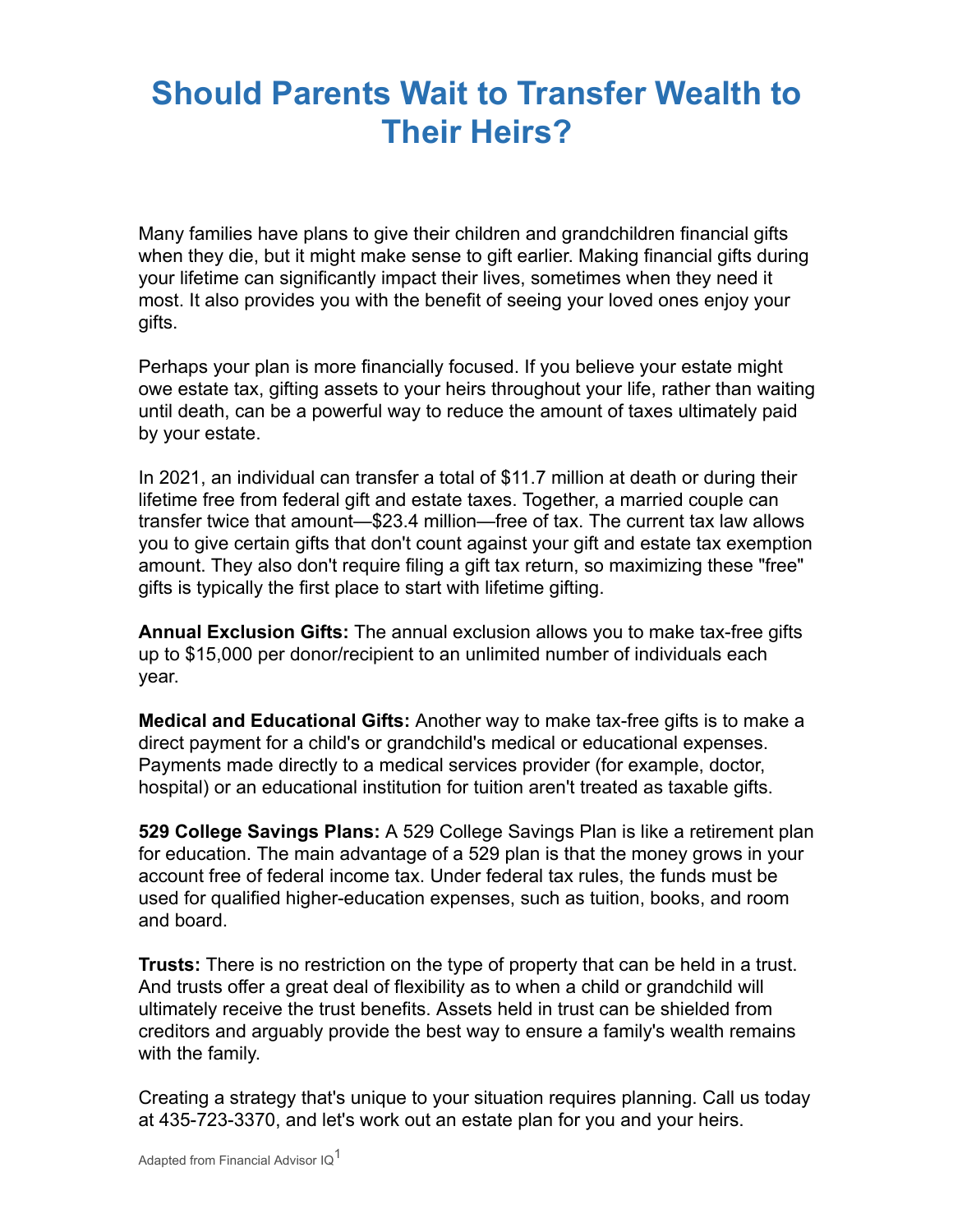# Should Parents Wait to Transfer Wealth to Their Heirs?

Many families have plans to give their children and grandchildren financial gifts when they die, but it might make sense to gift earlier. Making financial gifts during your lifetime can significantly impact their lives, sometimes when they need it most. It also provides you with the benefit of seeing your loved ones enjoy your gifts.

Perhaps your plan is more financially focused. If you believe your estate might owe estate tax, gifting assets to your heirs throughout your life, rather than waiting until death, can be a powerful way to reduce the amount of taxes ultimately paid by your estate.

In 2021, an individual can transfer a total of $11.7 million at death or during their lifetime free from federal gift and estate taxes. Together, a married couple can transfer twice that amount—$23.4 million—free of tax. The current tax law allows you to give certain gifts that don't count against your gift and estate tax exemption amount. They also don't require filing a gift tax return, so maximizing these "free" gifts is typically the first place to start with lifetime gifting.

**Annual Exclusion Gifts:** The annual exclusion allows you to make tax-free gifts up to $15,000 per donor/recipient to an unlimited number of individuals each year.

**Medical and Educational Gifts:** Another way to make tax-free gifts is to make a direct payment for a child's or grandchild's medical or educational expenses. Payments made directly to a medical services provider (for example, doctor, hospital) or an educational institution for tuition aren't treated as taxable gifts.

**529 College Savings Plans:** A 529 College Savings Plan is like a retirement plan for education. The main advantage of a 529 plan is that the money grows in your account free of federal income tax. Under federal tax rules, the funds must be used for qualified higher-education expenses, such as tuition, books, and room and board.

**Trusts:** There is no restriction on the type of property that can be held in a trust. And trusts offer a great deal of flexibility as to when a child or grandchild will ultimately receive the trust benefits. Assets held in trust can be shielded from creditors and arguably provide the best way to ensure a family's wealth remains with the family.

Creating a strategy that's unique to your situation requires planning. Call us today at 435-723-3370, and let's work out an estate plan for you and your heirs.

Adapted from Financial Advisor IQ[1]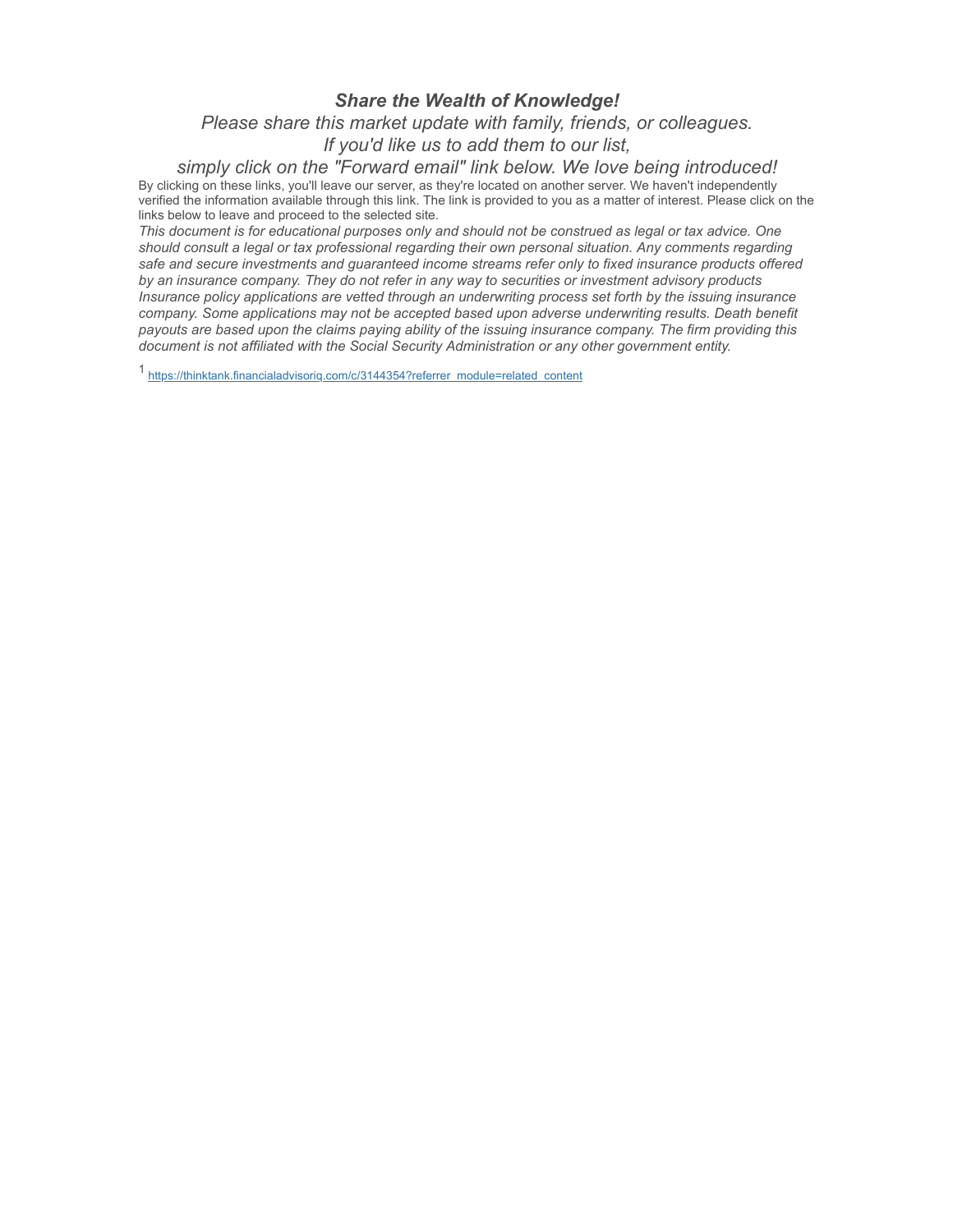***Share the Wealth of Knowledge!***

*Please share this market update with family, friends, or colleagues.*
*If you'd like us to add them to our list,*
*simply click on the "Forward email" link below. We love being introduced!*

By clicking on these links, you'll leave our server, as they're located on another server. We haven't independently verified the information available through this link. The link is provided to you as a matter of interest. Please click on the links below to leave and proceed to the selected site.

*This document is for educational purposes only and should not be construed as legal or tax advice. One should consult a legal or tax professional regarding their own personal situation. Any comments regarding safe and secure investments and guaranteed income streams refer only to fixed insurance products offered by an insurance company. They do not refer in any way to securities or investment advisory products Insurance policy applications are vetted through an underwriting process set forth by the issuing insurance company. Some applications may not be accepted based upon adverse underwriting results. Death benefit payouts are based upon the claims paying ability of the issuing insurance company. The firm providing this document is not affiliated with the Social Security Administration or any other government entity.*

[1] https://thinktank.financialadvisoriq.com/c/3144354?referrer_module=related_content